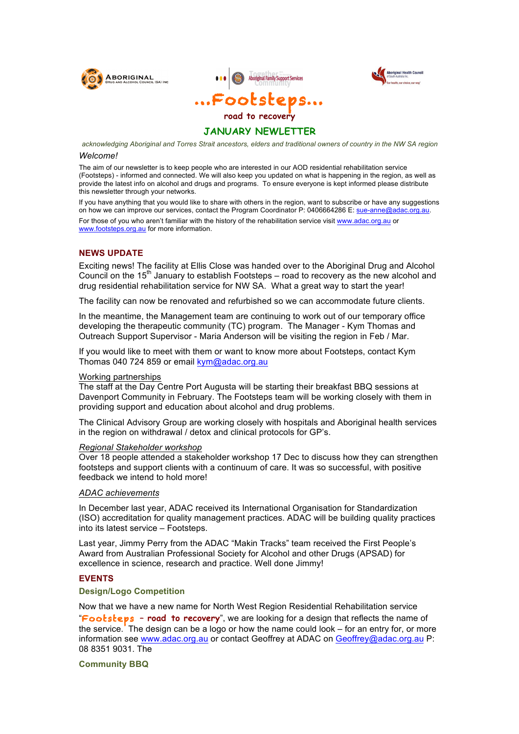# ...Footsteps...

road to recovery

## JANUARY NEWLETTER

*acknowledging Aboriginal and Torres Strait ancestors, elders and traditional owners of country in the NW SA region*

*Welcome!*

The aim of our newsletter is to keep people who are interested in our AOD residential rehabilitation service (Footsteps) - informed and connected. We will also keep you updated on what is happening in the region, as well as provide the latest info on alcohol and drugs and programs. To ensure everyone is kept informed please distribute this newsletter through your networks.

If you have anything that you would like to share with others in the region, want to subscribe or have any suggestions on how we can improve our services, contact the Program Coordinator P: 0406664286 E: sue-anne@adac.org.au.

For those of you who aren't familiar with the history of the rehabilitation service visit www.adac.org.au or www.footsteps.org.au for more information.

### NEWS UPDATE

Exciting news! The facility at Ellis Close was handed over to the Aboriginal Drug and Alcohol Council on the 15th January to establish Footsteps – road to recovery as the new alcohol and drug residential rehabilitation service for NW SA. What a great way to start the year!

The facility can now be renovated and refurbished so we can accommodate future clients.

In the meantime, the Management team are continuing to work out of our temporary office developing the therapeutic community (TC) program. The Manager - Kym Thomas and Outreach Support Supervisor - Maria Anderson will be visiting the region in Feb / Mar.

If you would like to meet with them or want to know more about Footsteps, contact Kym Thomas 040 724 859 or email kym@adac.org.au

Working partnerships

The staff at the Day Centre Port Augusta will be starting their breakfast BBQ sessions at Davenport Community in February. The Footsteps team will be working closely with them in providing support and education about alcohol and drug problems.

The Clinical Advisory Group are working closely with hospitals and Aboriginal health services in the region on withdrawal / detox and clinical protocols for GP's.

*Regional Stakeholder workshop*

Over 18 people attended a stakeholder workshop 17 Dec to discuss how they can strengthen footsteps and support clients with a continuum of care. It was so successful, with positive feedback we intend to hold more!

*ADAC achievements*

In December last year, ADAC received its International Organisation for Standardization (ISO) accreditation for quality management practices. ADAC will be building quality practices into its latest service – Footsteps.

Last year, Jimmy Perry from the ADAC "Makin Tracks" team received the First People's Award from Australian Professional Society for Alcohol and other Drugs (APSAD) for excellence in science, research and practice. Well done Jimmy!

### EVENTS

**Design/Logo Competition**

Now that we have a new name for North West Region Residential Rehabilitation service "**Footsteps – road to recovery**", we are looking for a design that reflects the name of the service. The design can be a logo or how the name could look – for an entry for, or more information see www.adac.org.au or contact Geoffrey at ADAC on Geoffrey@adac.org.au P: 08 8351 9031. The

**Community BBQ**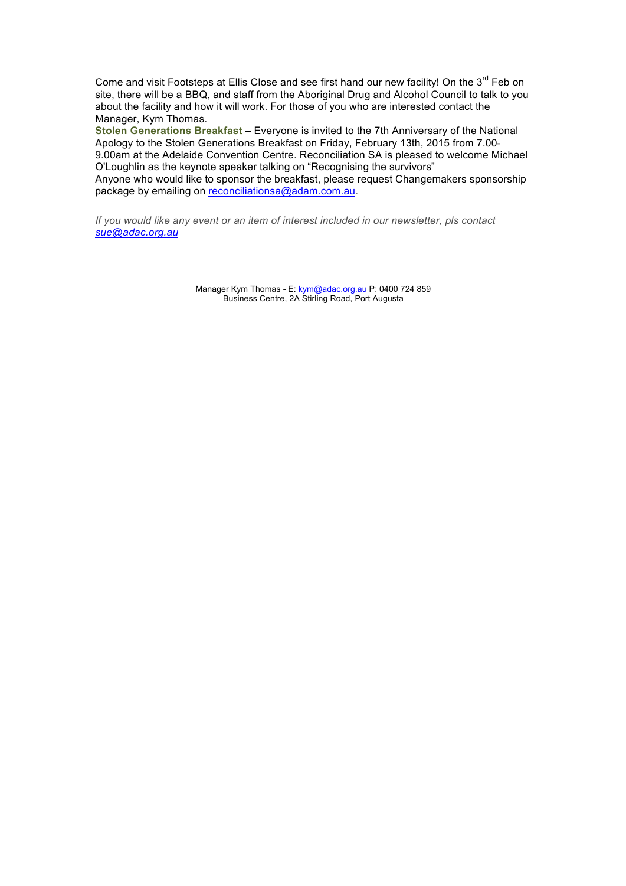Come and visit Footsteps at Ellis Close and see first hand our new facility! On the 3rd Feb on site, there will be a BBQ, and staff from the Aboriginal Drug and Alcohol Council to talk to you about the facility and how it will work. For those of you who are interested contact the Manager, Kym Thomas.

**Stolen Generations Breakfast** – Everyone is invited to the 7th Anniversary of the National Apology to the Stolen Generations Breakfast on Friday, February 13th, 2015 from 7.00-9.00am at the Adelaide Convention Centre. Reconciliation SA is pleased to welcome Michael O'Loughlin as the keynote speaker talking on "Recognising the survivors"

Anyone who would like to sponsor the breakfast, please request Changemakers sponsorship package by emailing on reconciliationsa@adam.com.au.

*If you would like any event or an item of interest included in our newsletter, pls contact sue@adac.org.au*

Manager Kym Thomas - E: kym@adac.org.au P: 0400 724 859
Business Centre, 2A Stirling Road, Port Augusta